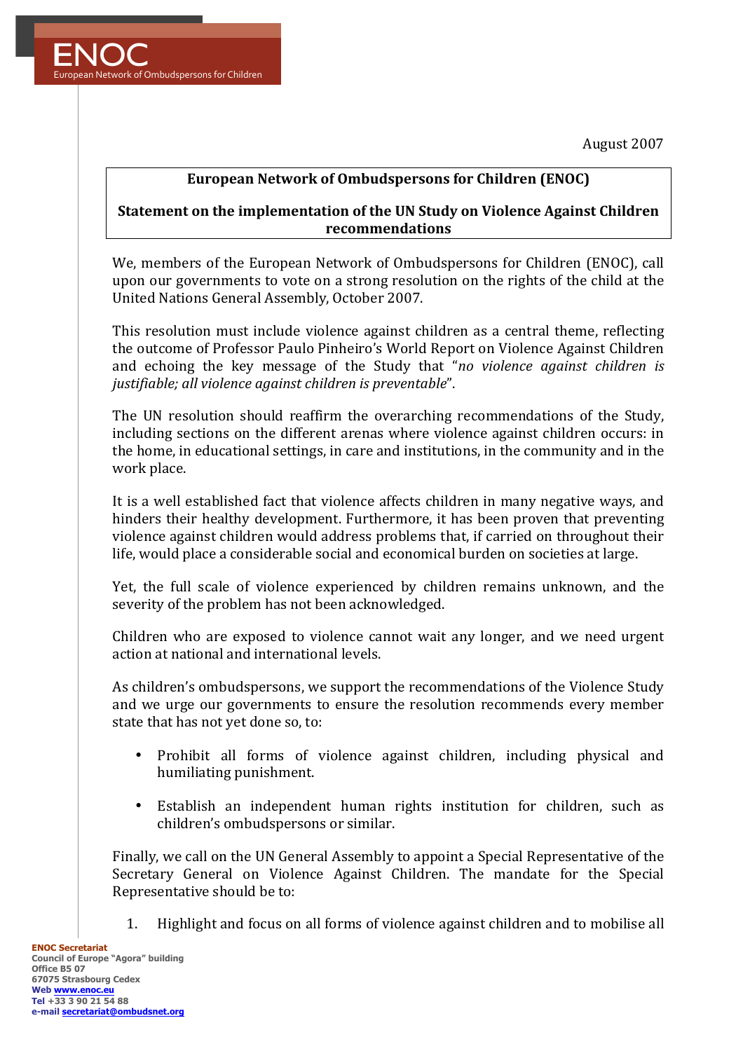ENOC
European Network of Ombudspersons for Children

August 2007

**European Network of Ombudspersons for Children (ENOC)**

**Statement on the implementation of the UN Study on Violence Against Children recommendations**

We, members of the European Network of Ombudspersons for Children (ENOC), call upon our governments to vote on a strong resolution on the rights of the child at the United Nations General Assembly, October 2007.

This resolution must include violence against children as a central theme, reflecting the outcome of Professor Paulo Pinheiro's World Report on Violence Against Children and echoing the key message of the Study that "*no violence against children is justifiable; all violence against children is preventable*".

The UN resolution should reaffirm the overarching recommendations of the Study, including sections on the different arenas where violence against children occurs: in the home, in educational settings, in care and institutions, in the community and in the work place.

It is a well established fact that violence affects children in many negative ways, and hinders their healthy development. Furthermore, it has been proven that preventing violence against children would address problems that, if carried on throughout their life, would place a considerable social and economical burden on societies at large.

Yet, the full scale of violence experienced by children remains unknown, and the severity of the problem has not been acknowledged.

Children who are exposed to violence cannot wait any longer, and we need urgent action at national and international levels.

As children's ombudspersons, we support the recommendations of the Violence Study and we urge our governments to ensure the resolution recommends every member state that has not yet done so, to:

- Prohibit all forms of violence against children, including physical and humiliating punishment.
- Establish an independent human rights institution for children, such as children's ombudspersons or similar.

Finally, we call on the UN General Assembly to appoint a Special Representative of the Secretary General on Violence Against Children. The mandate for the Special Representative should be to:

1. Highlight and focus on all forms of violence against children and to mobilise all

**ENOC Secretariat**
**Council of Europe "Agora" building**
**Office B5 07**
**67075 Strasbourg Cedex**
**Web www.enoc.eu**
**Tel +33 3 90 21 54 88**
**e-mail secretariat@ombudsnet.org**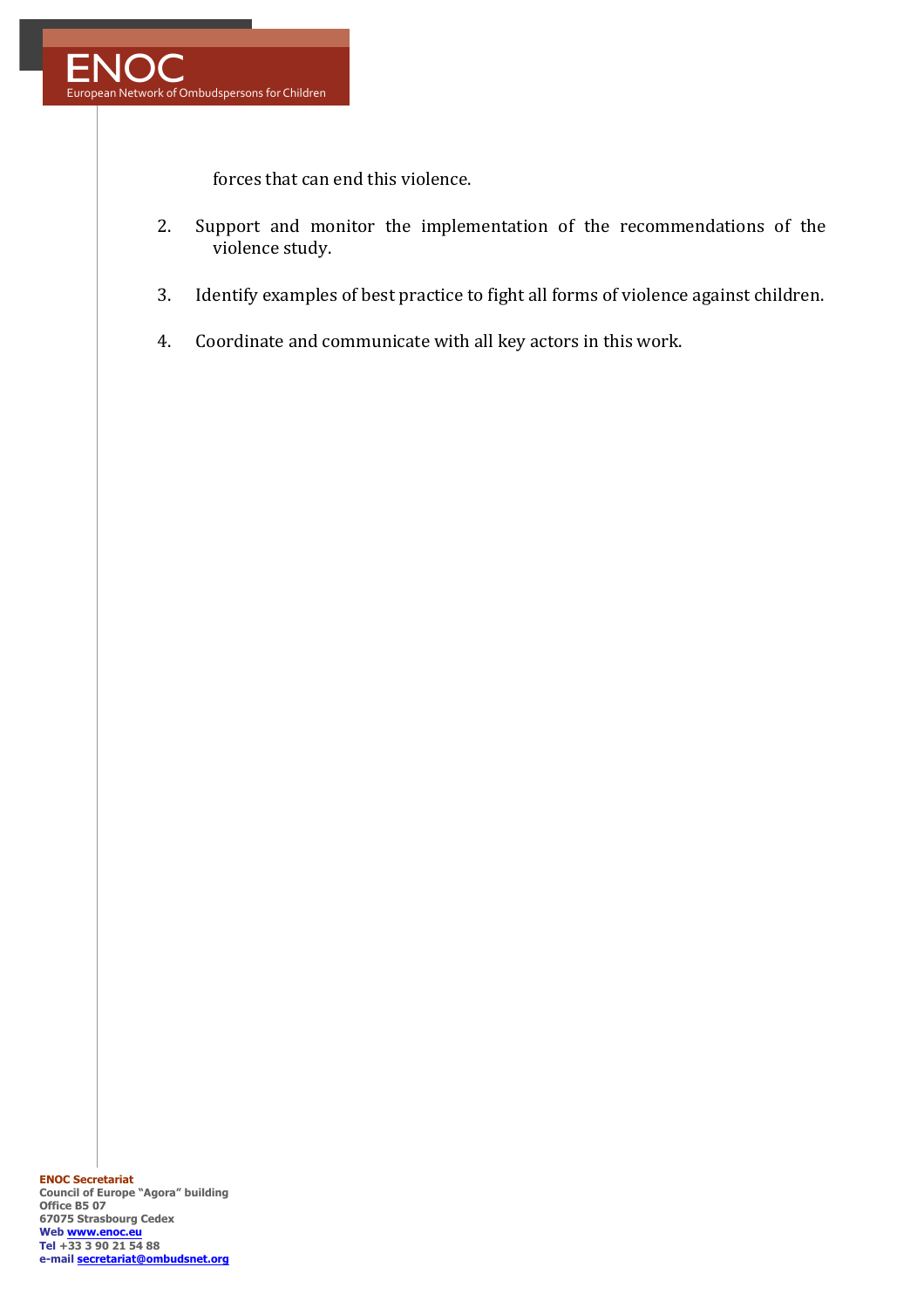forces that can end this violence.

2. Support and monitor the implementation of the recommendations of the violence study.

3. Identify examples of best practice to fight all forms of violence against children.

4. Coordinate and communicate with all key actors in this work.